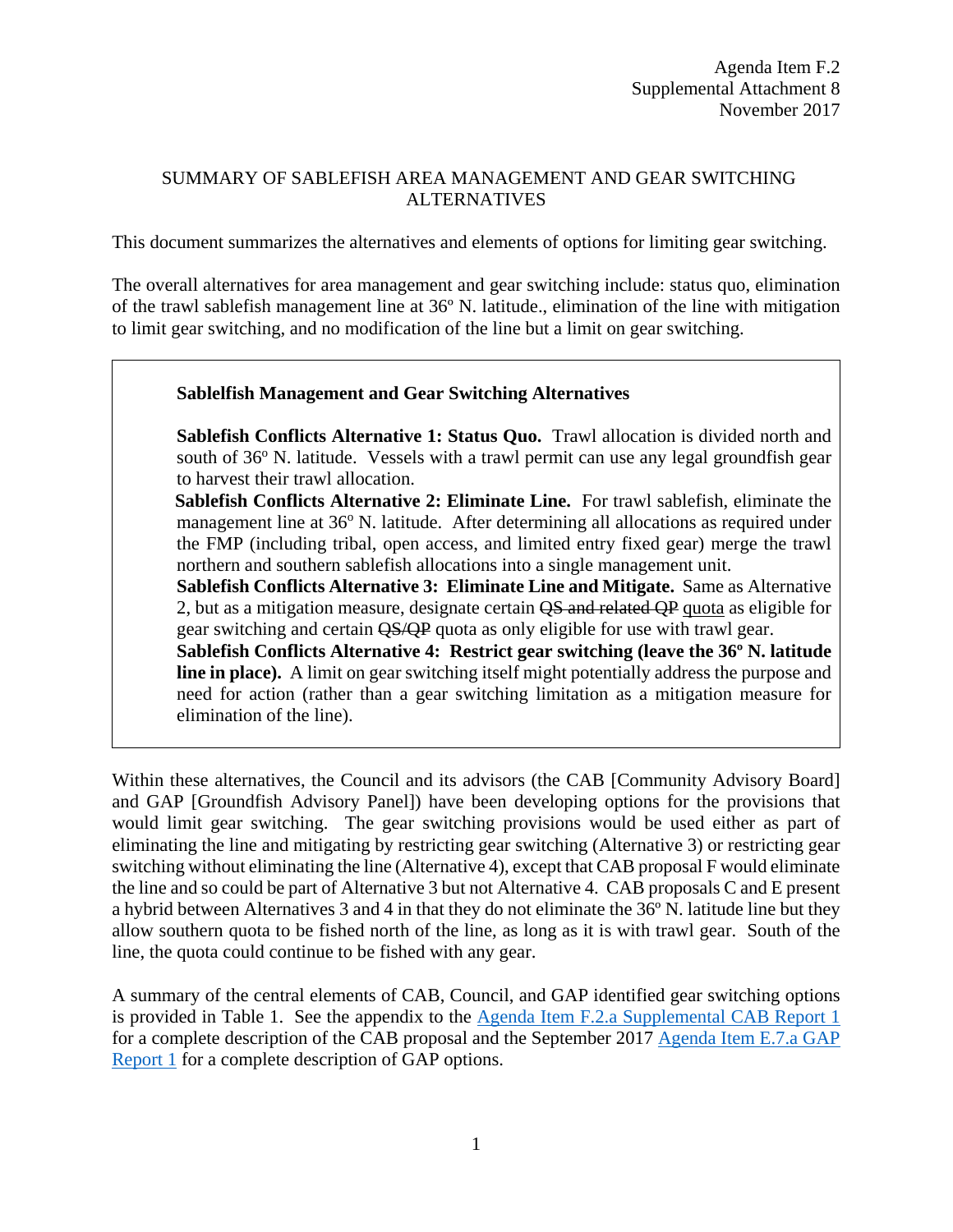Agenda Item F.2
Supplemental Attachment 8
November 2017

# SUMMARY OF SABLEFISH AREA MANAGEMENT AND GEAR SWITCHING ALTERNATIVES

This document summarizes the alternatives and elements of options for limiting gear switching.

The overall alternatives for area management and gear switching include: status quo, elimination of the trawl sablefish management line at 36º N. latitude., elimination of the line with mitigation to limit gear switching, and no modification of the line but a limit on gear switching.

> **Sablelfish Management and Gear Switching Alternatives**
>
> **Sablefish Conflicts Alternative 1: Status Quo.** Trawl allocation is divided north and south of 36º N. latitude. Vessels with a trawl permit can use any legal groundfish gear to harvest their trawl allocation.
>
> **Sablefish Conflicts Alternative 2: Eliminate Line.** For trawl sablefish, eliminate the management line at 36º N. latitude. After determining all allocations as required under the FMP (including tribal, open access, and limited entry fixed gear) merge the trawl northern and southern sablefish allocations into a single management unit.
>
> **Sablefish Conflicts Alternative 3: Eliminate Line and Mitigate.** Same as Alternative 2, but as a mitigation measure, designate certain ~~QS and related QP~~ quota as eligible for gear switching and certain ~~QS/QP~~ quota as only eligible for use with trawl gear.
>
> **Sablefish Conflicts Alternative 4: Restrict gear switching (leave the 36º N. latitude line in place).** A limit on gear switching itself might potentially address the purpose and need for action (rather than a gear switching limitation as a mitigation measure for elimination of the line).

Within these alternatives, the Council and its advisors (the CAB [Community Advisory Board] and GAP [Groundfish Advisory Panel]) have been developing options for the provisions that would limit gear switching. The gear switching provisions would be used either as part of eliminating the line and mitigating by restricting gear switching (Alternative 3) or restricting gear switching without eliminating the line (Alternative 4), except that CAB proposal F would eliminate the line and so could be part of Alternative 3 but not Alternative 4. CAB proposals C and E present a hybrid between Alternatives 3 and 4 in that they do not eliminate the 36º N. latitude line but they allow southern quota to be fished north of the line, as long as it is with trawl gear. South of the line, the quota could continue to be fished with any gear.

A summary of the central elements of CAB, Council, and GAP identified gear switching options is provided in Table 1. See the appendix to the Agenda Item F.2.a Supplemental CAB Report 1 for a complete description of the CAB proposal and the September 2017 Agenda Item E.7.a GAP Report 1 for a complete description of GAP options.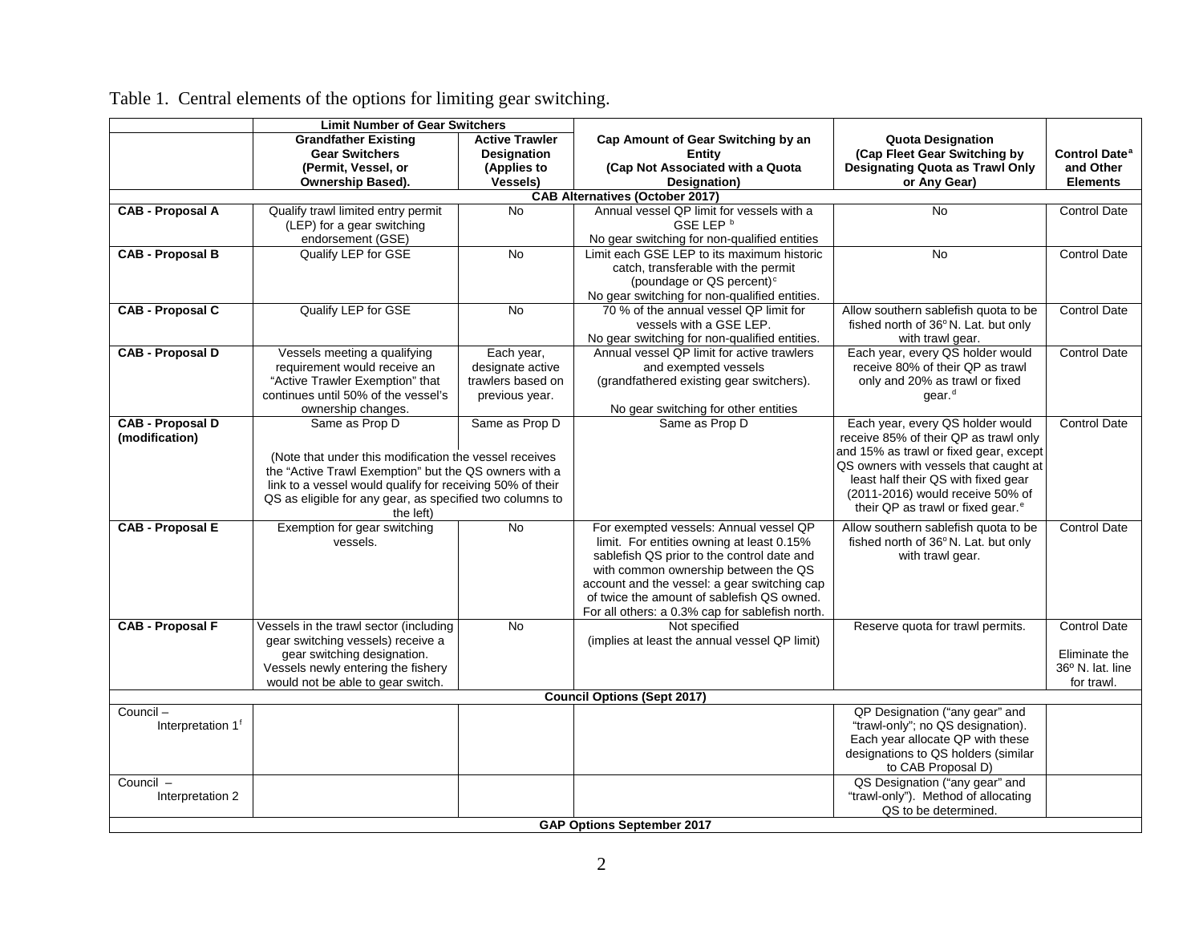Table 1. Central elements of the options for limiting gear switching.

| | Limit Number of Gear Switchers | | | | |
|---|---|---|---|---|---|
| | Grandfather Existing Gear Switchers (Permit, Vessel, or Ownership Based). | Active Trawler Designation (Applies to Vessels) | Cap Amount of Gear Switching by an Entity (Cap Not Associated with a Quota Designation) | Quota Designation (Cap Fleet Gear Switching by Designating Quota as Trawl Only or Any Gear) | Control Date[a] and Other Elements |
| **CAB Alternatives (October 2017)** | | | | | |
| **CAB - Proposal A** | Qualify trawl limited entry permit (LEP) for a gear switching endorsement (GSE) | No | Annual vessel QP limit for vessels with a GSE LEP [b]<br>No gear switching for non-qualified entities | No | Control Date |
| **CAB - Proposal B** | Qualify LEP for GSE | No | Limit each GSE LEP to its maximum historic catch, transferable with the permit (poundage or QS percent)[c]<br>No gear switching for non-qualified entities. | No | Control Date |
| **CAB - Proposal C** | Qualify LEP for GSE | No | 70 % of the annual vessel QP limit for vessels with a GSE LEP.<br>No gear switching for non-qualified entities. | Allow southern sablefish quota to be fished north of 36° N. Lat. but only with trawl gear. | Control Date |
| **CAB - Proposal D** | Vessels meeting a qualifying requirement would receive an "Active Trawler Exemption" that continues until 50% of the vessel's ownership changes. | Each year, designate active trawlers based on previous year. | Annual vessel QP limit for active trawlers and exempted vessels (grandfathered existing gear switchers).<br><br>No gear switching for other entities | Each year, every QS holder would receive 80% of their QP as trawl only and 20% as trawl or fixed gear.[d] | Control Date |
| **CAB - Proposal D (modification)** | Same as Prop D<br><br>(Note that under this modification the vessel receives the "Active Trawl Exemption" but the QS owners with a link to a vessel would qualify for receiving 50% of their QS as eligible for any gear, as specified two columns to the left) | Same as Prop D | Same as Prop D | Each year, every QS holder would receive 85% of their QP as trawl only and 15% as trawl or fixed gear, except QS owners with vessels that caught at least half their QS with fixed gear (2011-2016) would receive 50% of their QP as trawl or fixed gear.[e] | Control Date |
| **CAB - Proposal E** | Exemption for gear switching vessels. | No | For exempted vessels: Annual vessel QP limit. For entities owning at least 0.15% sablefish QS prior to the control date and with common ownership between the QS account and the vessel: a gear switching cap of twice the amount of sablefish QS owned. For all others: a 0.3% cap for sablefish north. | Allow southern sablefish quota to be fished north of 36° N. Lat. but only with trawl gear. | Control Date |
| **CAB - Proposal F** | Vessels in the trawl sector (including gear switching vessels) receive a gear switching designation. Vessels newly entering the fishery would not be able to gear switch. | No | Not specified<br>(implies at least the annual vessel QP limit) | Reserve quota for trawl permits. | Control Date<br><br>Eliminate the 36° N. lat. line for trawl. |
| **Council Options (Sept 2017)** | | | | | |
| Council – Interpretation 1[f] | | | | QP Designation ("any gear" and "trawl-only"; no QS designation). Each year allocate QP with these designations to QS holders (similar to CAB Proposal D) | |
| Council – Interpretation 2 | | | | QS Designation ("any gear" and "trawl-only"). Method of allocating QS to be determined. | |
| **GAP Options September 2017** | | | | | |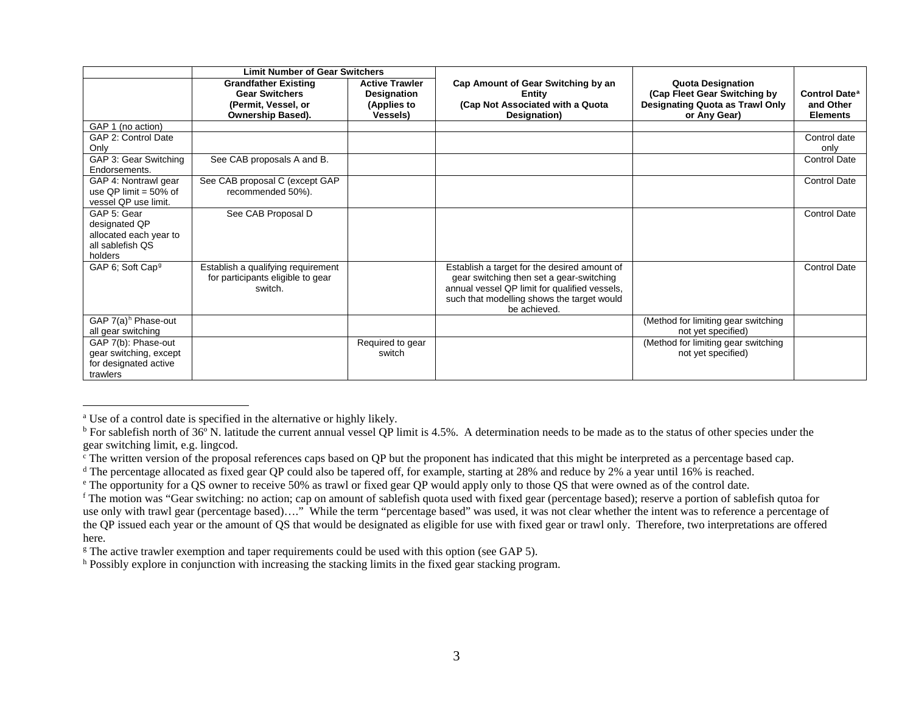| | Limit Number of Gear Switchers | | | | |
|---|---|---|---|---|---|
| | **Grandfather Existing Gear Switchers (Permit, Vessel, or Ownership Based).** | **Active Trawler Designation (Applies to Vessels)** | **Cap Amount of Gear Switching by an Entity (Cap Not Associated with a Quota Designation)** | **Quota Designation (Cap Fleet Gear Switching by Designating Quota as Trawl Only or Any Gear)** | **Control Date[a] and Other Elements** |
| GAP 1 (no action) | | | | | |
| GAP 2: Control Date Only | | | | | Control date only |
| GAP 3: Gear Switching Endorsements. | See CAB proposals A and B. | | | | Control Date |
| GAP 4: Nontrawl gear use QP limit = 50% of vessel QP use limit. | See CAB proposal C (except GAP recommended 50%). | | | | Control Date |
| GAP 5: Gear designated QP allocated each year to all sablefish QS holders | See CAB Proposal D | | | | Control Date |
| GAP 6; Soft Cap[g] | Establish a qualifying requirement for participants eligible to gear switch. | | Establish a target for the desired amount of gear switching then set a gear-switching annual vessel QP limit for qualified vessels, such that modelling shows the target would be achieved. | | Control Date |
| GAP 7(a)[h] Phase-out all gear switching | | | | (Method for limiting gear switching not yet specified) | |
| GAP 7(b): Phase-out gear switching, except for designated active trawlers | | Required to gear switch | | (Method for limiting gear switching not yet specified) | |

---

[a] Use of a control date is specified in the alternative or highly likely.

[b] For sablefish north of 36º N. latitude the current annual vessel QP limit is 4.5%. A determination needs to be made as to the status of other species under the gear switching limit, e.g. lingcod.

[c] The written version of the proposal references caps based on QP but the proponent has indicated that this might be interpreted as a percentage based cap.

[d] The percentage allocated as fixed gear QP could also be tapered off, for example, starting at 28% and reduce by 2% a year until 16% is reached.

[e] The opportunity for a QS owner to receive 50% as trawl or fixed gear QP would apply only to those QS that were owned as of the control date.

[f] The motion was "Gear switching: no action; cap on amount of sablefish quota used with fixed gear (percentage based); reserve a portion of sablefish qutoa for use only with trawl gear (percentage based)…." While the term "percentage based" was used, it was not clear whether the intent was to reference a percentage of the QP issued each year or the amount of QS that would be designated as eligible for use with fixed gear or trawl only. Therefore, two interpretations are offered here.

[g] The active trawler exemption and taper requirements could be used with this option (see GAP 5).

[h] Possibly explore in conjunction with increasing the stacking limits in the fixed gear stacking program.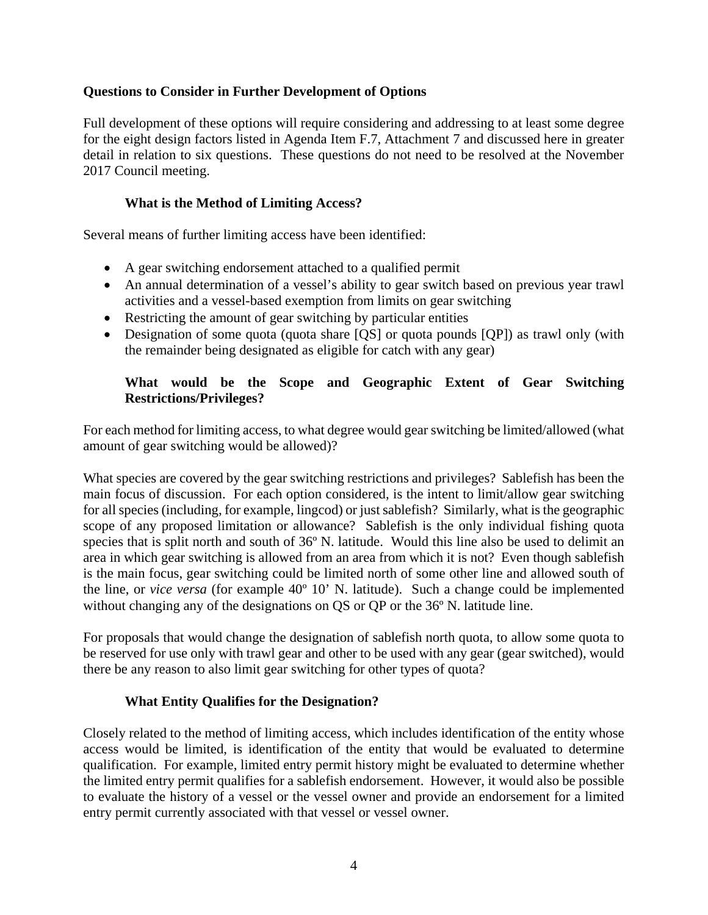## Questions to Consider in Further Development of Options

Full development of these options will require considering and addressing to at least some degree for the eight design factors listed in Agenda Item F.7, Attachment 7 and discussed here in greater detail in relation to six questions. These questions do not need to be resolved at the November 2017 Council meeting.

### What is the Method of Limiting Access?

Several means of further limiting access have been identified:

- A gear switching endorsement attached to a qualified permit
- An annual determination of a vessel's ability to gear switch based on previous year trawl activities and a vessel-based exemption from limits on gear switching
- Restricting the amount of gear switching by particular entities
- Designation of some quota (quota share [QS] or quota pounds [QP]) as trawl only (with the remainder being designated as eligible for catch with any gear)

### What would be the Scope and Geographic Extent of Gear Switching Restrictions/Privileges?

For each method for limiting access, to what degree would gear switching be limited/allowed (what amount of gear switching would be allowed)?

What species are covered by the gear switching restrictions and privileges? Sablefish has been the main focus of discussion. For each option considered, is the intent to limit/allow gear switching for all species (including, for example, lingcod) or just sablefish? Similarly, what is the geographic scope of any proposed limitation or allowance? Sablefish is the only individual fishing quota species that is split north and south of 36º N. latitude. Would this line also be used to delimit an area in which gear switching is allowed from an area from which it is not? Even though sablefish is the main focus, gear switching could be limited north of some other line and allowed south of the line, or *vice versa* (for example 40º 10' N. latitude). Such a change could be implemented without changing any of the designations on QS or QP or the 36º N. latitude line.

For proposals that would change the designation of sablefish north quota, to allow some quota to be reserved for use only with trawl gear and other to be used with any gear (gear switched), would there be any reason to also limit gear switching for other types of quota?

### What Entity Qualifies for the Designation?

Closely related to the method of limiting access, which includes identification of the entity whose access would be limited, is identification of the entity that would be evaluated to determine qualification. For example, limited entry permit history might be evaluated to determine whether the limited entry permit qualifies for a sablefish endorsement. However, it would also be possible to evaluate the history of a vessel or the vessel owner and provide an endorsement for a limited entry permit currently associated with that vessel or vessel owner.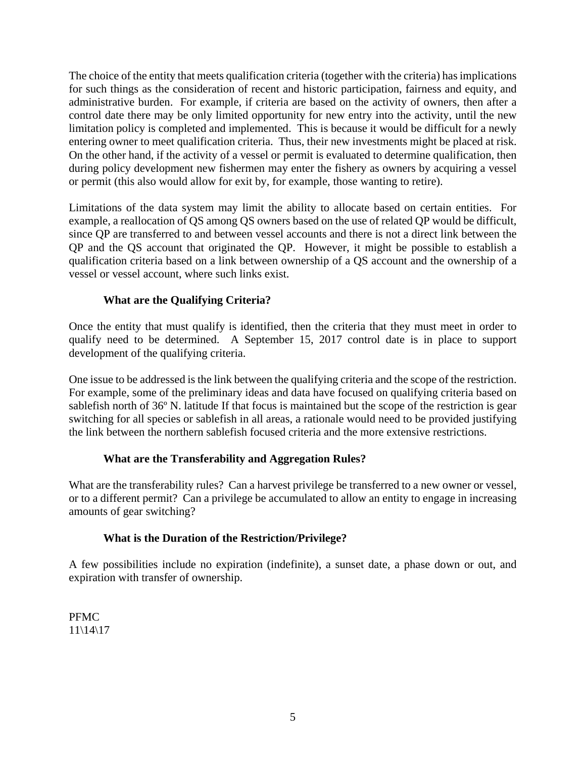The choice of the entity that meets qualification criteria (together with the criteria) has implications for such things as the consideration of recent and historic participation, fairness and equity, and administrative burden. For example, if criteria are based on the activity of owners, then after a control date there may be only limited opportunity for new entry into the activity, until the new limitation policy is completed and implemented. This is because it would be difficult for a newly entering owner to meet qualification criteria. Thus, their new investments might be placed at risk. On the other hand, if the activity of a vessel or permit is evaluated to determine qualification, then during policy development new fishermen may enter the fishery as owners by acquiring a vessel or permit (this also would allow for exit by, for example, those wanting to retire).

Limitations of the data system may limit the ability to allocate based on certain entities. For example, a reallocation of QS among QS owners based on the use of related QP would be difficult, since QP are transferred to and between vessel accounts and there is not a direct link between the QP and the QS account that originated the QP. However, it might be possible to establish a qualification criteria based on a link between ownership of a QS account and the ownership of a vessel or vessel account, where such links exist.

**What are the Qualifying Criteria?**

Once the entity that must qualify is identified, then the criteria that they must meet in order to qualify need to be determined. A September 15, 2017 control date is in place to support development of the qualifying criteria.

One issue to be addressed is the link between the qualifying criteria and the scope of the restriction. For example, some of the preliminary ideas and data have focused on qualifying criteria based on sablefish north of 36º N. latitude If that focus is maintained but the scope of the restriction is gear switching for all species or sablefish in all areas, a rationale would need to be provided justifying the link between the northern sablefish focused criteria and the more extensive restrictions.

**What are the Transferability and Aggregation Rules?**

What are the transferability rules? Can a harvest privilege be transferred to a new owner or vessel, or to a different permit? Can a privilege be accumulated to allow an entity to engage in increasing amounts of gear switching?

**What is the Duration of the Restriction/Privilege?**

A few possibilities include no expiration (indefinite), a sunset date, a phase down or out, and expiration with transfer of ownership.

PFMC
11\14\17